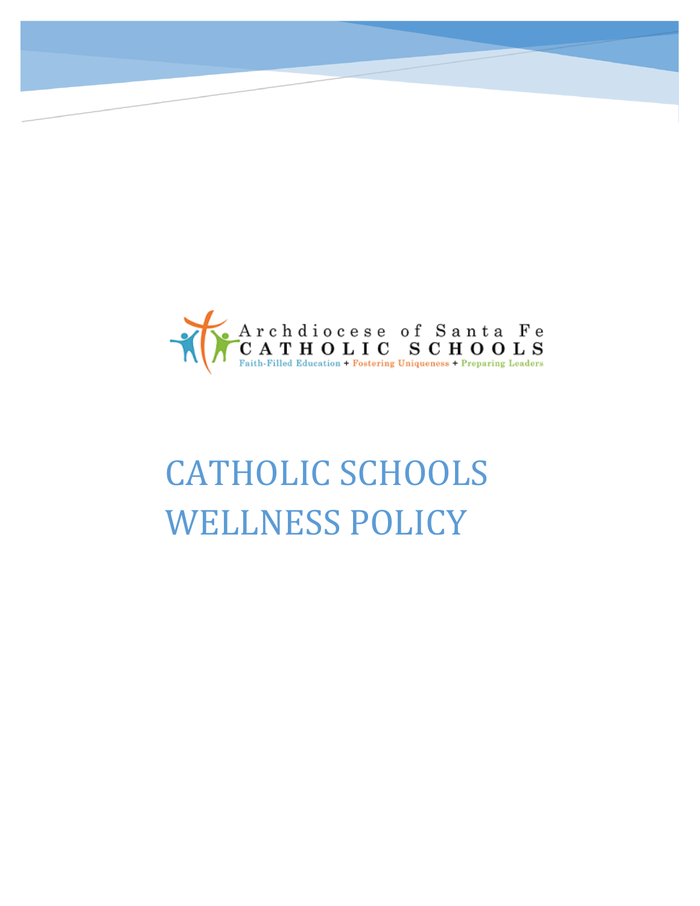Archdiocese of Santa Fe
CATHOLIC SCHOOLS
Faith-Filled Education + Fostering Uniqueness + Preparing Leaders

# CATHOLIC SCHOOLS WELLNESS POLICY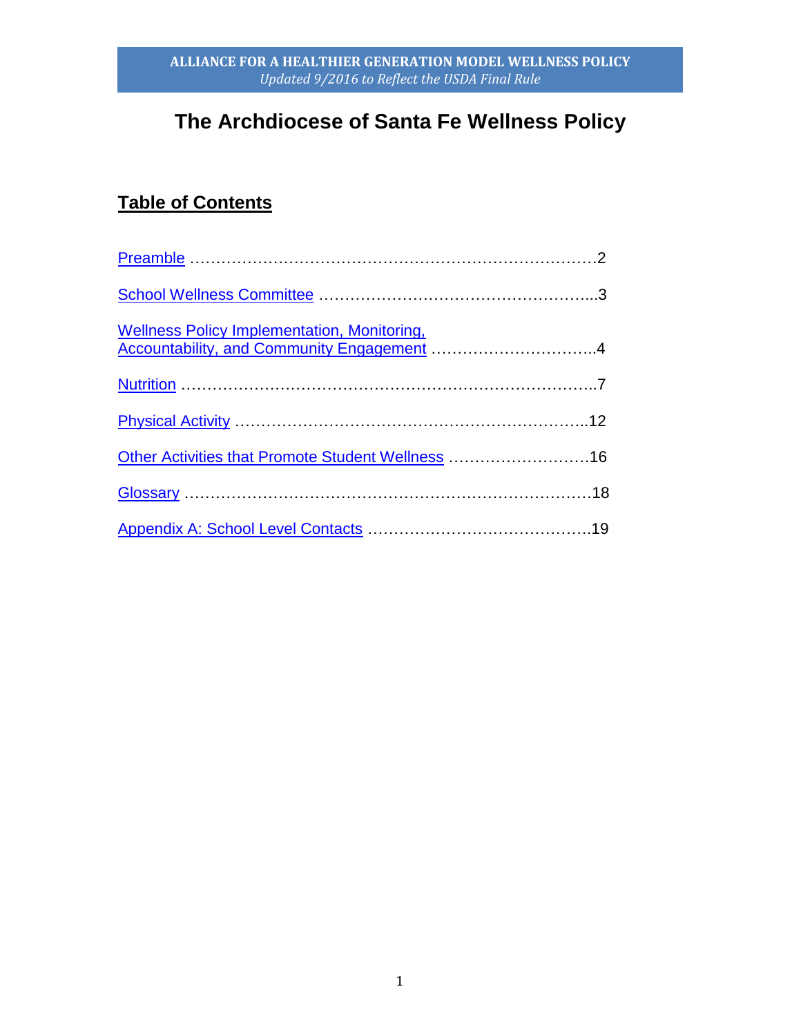ALLIANCE FOR A HEALTHIER GENERATION MODEL WELLNESS POLICY
*Updated 9/2016 to Reflect the USDA Final Rule*

# The Archdiocese of Santa Fe Wellness Policy

## Table of Contents

Preamble ……………………………………………………………………2

School Wellness Committee ………………………………………………...3

Wellness Policy Implementation, Monitoring, Accountability, and Community Engagement …………………………..4

Nutrition ……………………………………………………………………..7

Physical Activity …………………………………………………………..12

Other Activities that Promote Student Wellness ………………………16

Glossary ……………………………………………………………………18

Appendix A: School Level Contacts …………………………………….19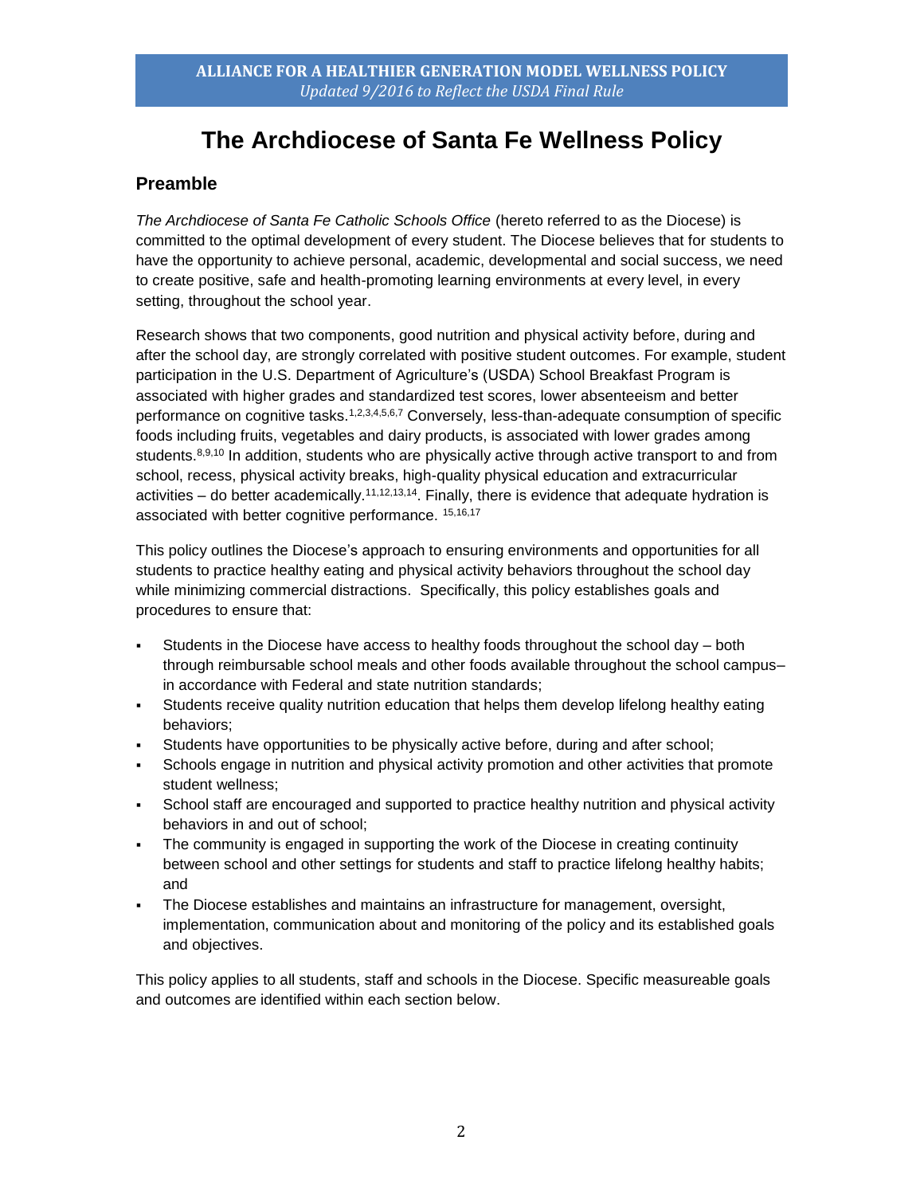# The Archdiocese of Santa Fe Wellness Policy

## Preamble

*The Archdiocese of Santa Fe Catholic Schools Office* (hereto referred to as the Diocese) is committed to the optimal development of every student. The Diocese believes that for students to have the opportunity to achieve personal, academic, developmental and social success, we need to create positive, safe and health-promoting learning environments at every level, in every setting, throughout the school year.

Research shows that two components, good nutrition and physical activity before, during and after the school day, are strongly correlated with positive student outcomes. For example, student participation in the U.S. Department of Agriculture's (USDA) School Breakfast Program is associated with higher grades and standardized test scores, lower absenteeism and better performance on cognitive tasks.[1,2,3,4,5,6,7] Conversely, less-than-adequate consumption of specific foods including fruits, vegetables and dairy products, is associated with lower grades among students.[8,9,10] In addition, students who are physically active through active transport to and from school, recess, physical activity breaks, high-quality physical education and extracurricular activities – do better academically.[11,12,13,14]. Finally, there is evidence that adequate hydration is associated with better cognitive performance. [15,16,17]

This policy outlines the Diocese's approach to ensuring environments and opportunities for all students to practice healthy eating and physical activity behaviors throughout the school day while minimizing commercial distractions. Specifically, this policy establishes goals and procedures to ensure that:

- Students in the Diocese have access to healthy foods throughout the school day – both through reimbursable school meals and other foods available throughout the school campus– in accordance with Federal and state nutrition standards;
- Students receive quality nutrition education that helps them develop lifelong healthy eating behaviors;
- Students have opportunities to be physically active before, during and after school;
- Schools engage in nutrition and physical activity promotion and other activities that promote student wellness;
- School staff are encouraged and supported to practice healthy nutrition and physical activity behaviors in and out of school;
- The community is engaged in supporting the work of the Diocese in creating continuity between school and other settings for students and staff to practice lifelong healthy habits; and
- The Diocese establishes and maintains an infrastructure for management, oversight, implementation, communication about and monitoring of the policy and its established goals and objectives.

This policy applies to all students, staff and schools in the Diocese. Specific measureable goals and outcomes are identified within each section below.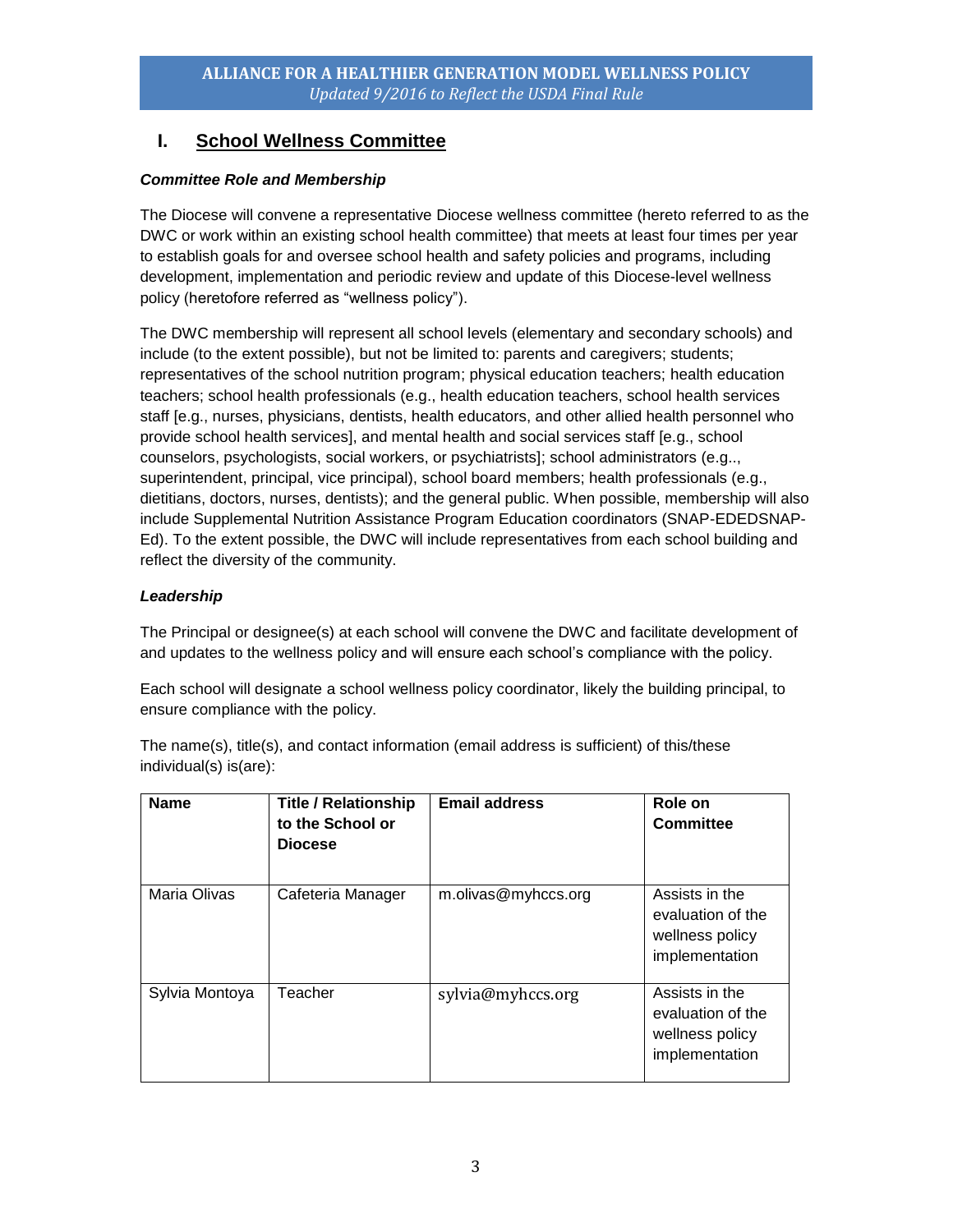## I. School Wellness Committee

### *Committee Role and Membership*

The Diocese will convene a representative Diocese wellness committee (hereto referred to as the DWC or work within an existing school health committee) that meets at least four times per year to establish goals for and oversee school health and safety policies and programs, including development, implementation and periodic review and update of this Diocese-level wellness policy (heretofore referred as "wellness policy").

The DWC membership will represent all school levels (elementary and secondary schools) and include (to the extent possible), but not be limited to: parents and caregivers; students; representatives of the school nutrition program; physical education teachers; health education teachers; school health professionals (e.g., health education teachers, school health services staff [e.g., nurses, physicians, dentists, health educators, and other allied health personnel who provide school health services], and mental health and social services staff [e.g., school counselors, psychologists, social workers, or psychiatrists]; school administrators (e.g.., superintendent, principal, vice principal), school board members; health professionals (e.g., dietitians, doctors, nurses, dentists); and the general public. When possible, membership will also include Supplemental Nutrition Assistance Program Education coordinators (SNAP-EDEDSNAP-Ed). To the extent possible, the DWC will include representatives from each school building and reflect the diversity of the community.

### *Leadership*

The Principal or designee(s) at each school will convene the DWC and facilitate development of and updates to the wellness policy and will ensure each school's compliance with the policy.

Each school will designate a school wellness policy coordinator, likely the building principal, to ensure compliance with the policy.

The name(s), title(s), and contact information (email address is sufficient) of this/these individual(s) is(are):

| Name | Title / Relationship to the School or Diocese | Email address | Role on Committee |
|---|---|---|---|
| Maria Olivas | Cafeteria Manager | m.olivas@myhccs.org | Assists in the evaluation of the wellness policy implementation |
| Sylvia Montoya | Teacher | sylvia@myhccs.org | Assists in the evaluation of the wellness policy implementation |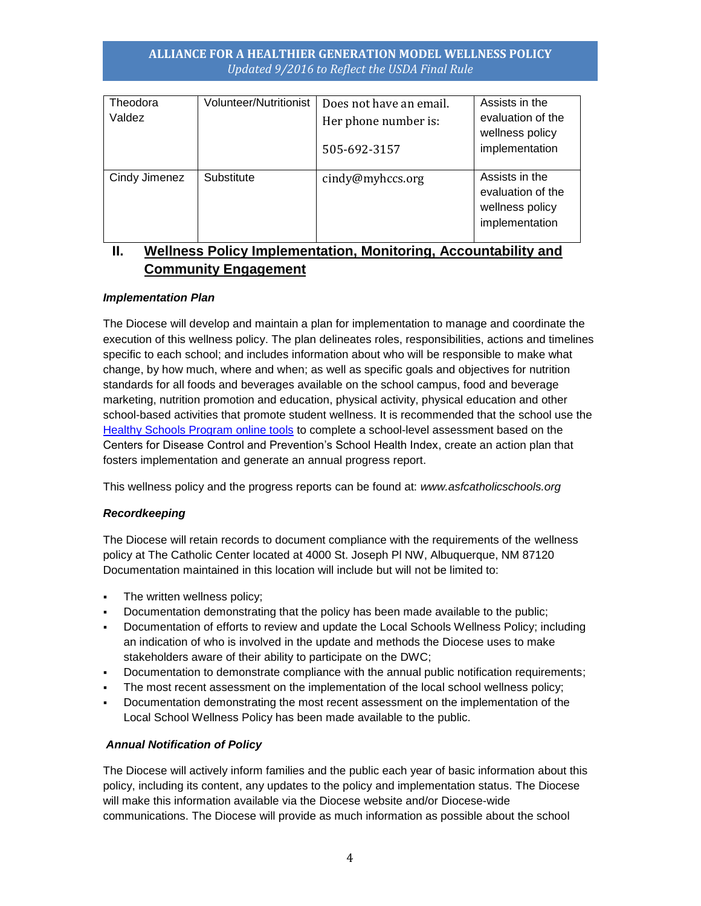| Theodora Valdez | Volunteer/Nutritionist | Does not have an email. Her phone number is: 505-692-3157 | Assists in the evaluation of the wellness policy implementation |
|---|---|---|---|
| Cindy Jimenez | Substitute | cindy@myhccs.org | Assists in the evaluation of the wellness policy implementation |

## II. Wellness Policy Implementation, Monitoring, Accountability and Community Engagement

***Implementation Plan***

The Diocese will develop and maintain a plan for implementation to manage and coordinate the execution of this wellness policy. The plan delineates roles, responsibilities, actions and timelines specific to each school; and includes information about who will be responsible to make what change, by how much, where and when; as well as specific goals and objectives for nutrition standards for all foods and beverages available on the school campus, food and beverage marketing, nutrition promotion and education, physical activity, physical education and other school-based activities that promote student wellness. It is recommended that the school use the Healthy Schools Program online tools to complete a school-level assessment based on the Centers for Disease Control and Prevention's School Health Index, create an action plan that fosters implementation and generate an annual progress report.

This wellness policy and the progress reports can be found at: *www.asfcatholicschools.org*

***Recordkeeping***

The Diocese will retain records to document compliance with the requirements of the wellness policy at The Catholic Center located at 4000 St. Joseph Pl NW, Albuquerque, NM 87120 Documentation maintained in this location will include but will not be limited to:

- The written wellness policy;
- Documentation demonstrating that the policy has been made available to the public;
- Documentation of efforts to review and update the Local Schools Wellness Policy; including an indication of who is involved in the update and methods the Diocese uses to make stakeholders aware of their ability to participate on the DWC;
- Documentation to demonstrate compliance with the annual public notification requirements;
- The most recent assessment on the implementation of the local school wellness policy;
- Documentation demonstrating the most recent assessment on the implementation of the Local School Wellness Policy has been made available to the public.

***Annual Notification of Policy***

The Diocese will actively inform families and the public each year of basic information about this policy, including its content, any updates to the policy and implementation status. The Diocese will make this information available via the Diocese website and/or Diocese-wide communications. The Diocese will provide as much information as possible about the school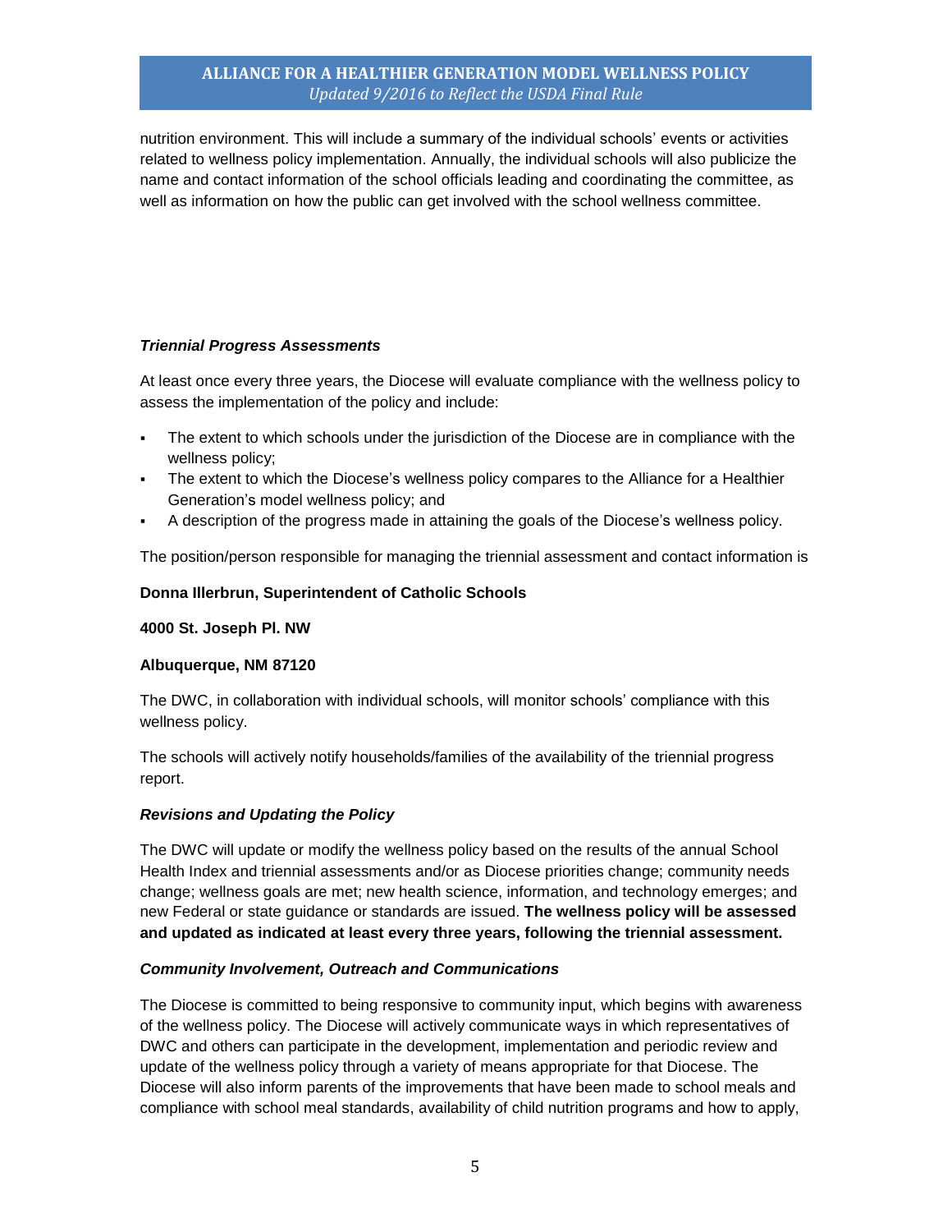nutrition environment. This will include a summary of the individual schools' events or activities related to wellness policy implementation. Annually, the individual schools will also publicize the name and contact information of the school officials leading and coordinating the committee, as well as information on how the public can get involved with the school wellness committee.

***Triennial Progress Assessments***

At least once every three years, the Diocese will evaluate compliance with the wellness policy to assess the implementation of the policy and include:

- The extent to which schools under the jurisdiction of the Diocese are in compliance with the wellness policy;
- The extent to which the Diocese's wellness policy compares to the Alliance for a Healthier Generation's model wellness policy; and
- A description of the progress made in attaining the goals of the Diocese's wellness policy.

The position/person responsible for managing the triennial assessment and contact information is

**Donna Illerbrun, Superintendent of Catholic Schools**

**4000 St. Joseph Pl. NW**

**Albuquerque, NM 87120**

The DWC, in collaboration with individual schools, will monitor schools' compliance with this wellness policy.

The schools will actively notify households/families of the availability of the triennial progress report.

***Revisions and Updating the Policy***

The DWC will update or modify the wellness policy based on the results of the annual School Health Index and triennial assessments and/or as Diocese priorities change; community needs change; wellness goals are met; new health science, information, and technology emerges; and new Federal or state guidance or standards are issued. **The wellness policy will be assessed and updated as indicated at least every three years, following the triennial assessment.**

***Community Involvement, Outreach and Communications***

The Diocese is committed to being responsive to community input, which begins with awareness of the wellness policy. The Diocese will actively communicate ways in which representatives of DWC and others can participate in the development, implementation and periodic review and update of the wellness policy through a variety of means appropriate for that Diocese. The Diocese will also inform parents of the improvements that have been made to school meals and compliance with school meal standards, availability of child nutrition programs and how to apply,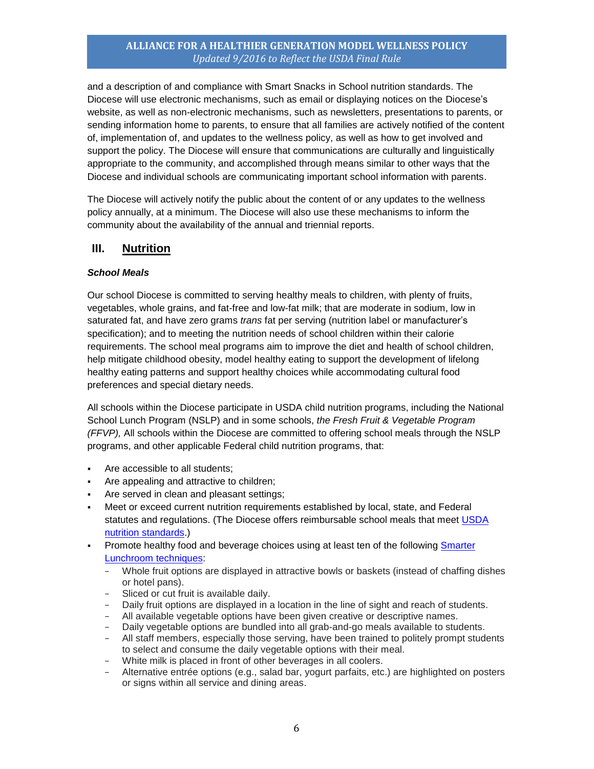and a description of and compliance with Smart Snacks in School nutrition standards. The Diocese will use electronic mechanisms, such as email or displaying notices on the Diocese's website, as well as non-electronic mechanisms, such as newsletters, presentations to parents, or sending information home to parents, to ensure that all families are actively notified of the content of, implementation of, and updates to the wellness policy, as well as how to get involved and support the policy. The Diocese will ensure that communications are culturally and linguistically appropriate to the community, and accomplished through means similar to other ways that the Diocese and individual schools are communicating important school information with parents.

The Diocese will actively notify the public about the content of or any updates to the wellness policy annually, at a minimum. The Diocese will also use these mechanisms to inform the community about the availability of the annual and triennial reports.

## III. Nutrition

### *School Meals*

Our school Diocese is committed to serving healthy meals to children, with plenty of fruits, vegetables, whole grains, and fat-free and low-fat milk; that are moderate in sodium, low in saturated fat, and have zero grams *trans* fat per serving (nutrition label or manufacturer's specification); and to meeting the nutrition needs of school children within their calorie requirements. The school meal programs aim to improve the diet and health of school children, help mitigate childhood obesity, model healthy eating to support the development of lifelong healthy eating patterns and support healthy choices while accommodating cultural food preferences and special dietary needs.

All schools within the Diocese participate in USDA child nutrition programs, including the National School Lunch Program (NSLP) and in some schools, *the Fresh Fruit & Vegetable Program (FFVP),* All schools within the Diocese are committed to offering school meals through the NSLP programs, and other applicable Federal child nutrition programs, that:

- Are accessible to all students;
- Are appealing and attractive to children;
- Are served in clean and pleasant settings;
- Meet or exceed current nutrition requirements established by local, state, and Federal statutes and regulations. (The Diocese offers reimbursable school meals that meet USDA nutrition standards.)
- Promote healthy food and beverage choices using at least ten of the following Smarter Lunchroom techniques:
  - Whole fruit options are displayed in attractive bowls or baskets (instead of chaffing dishes or hotel pans).
  - Sliced or cut fruit is available daily.
  - Daily fruit options are displayed in a location in the line of sight and reach of students.
  - All available vegetable options have been given creative or descriptive names.
  - Daily vegetable options are bundled into all grab-and-go meals available to students.
  - All staff members, especially those serving, have been trained to politely prompt students to select and consume the daily vegetable options with their meal.
  - White milk is placed in front of other beverages in all coolers.
  - Alternative entrée options (e.g., salad bar, yogurt parfaits, etc.) are highlighted on posters or signs within all service and dining areas.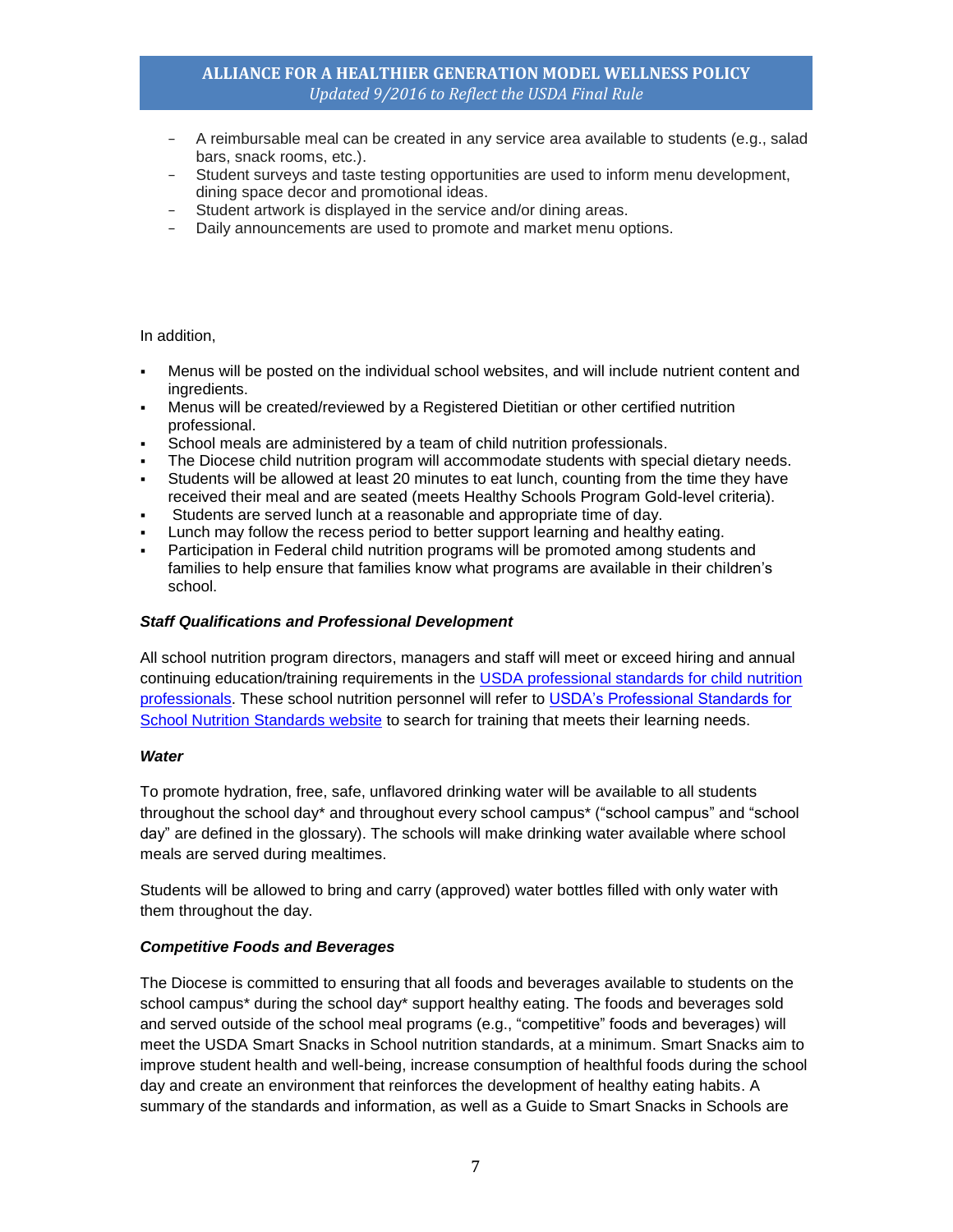- A reimbursable meal can be created in any service area available to students (e.g., salad bars, snack rooms, etc.).
- Student surveys and taste testing opportunities are used to inform menu development, dining space decor and promotional ideas.
- Student artwork is displayed in the service and/or dining areas.
- Daily announcements are used to promote and market menu options.

In addition,

- Menus will be posted on the individual school websites, and will include nutrient content and ingredients.
- Menus will be created/reviewed by a Registered Dietitian or other certified nutrition professional.
- School meals are administered by a team of child nutrition professionals.
- The Diocese child nutrition program will accommodate students with special dietary needs.
- Students will be allowed at least 20 minutes to eat lunch, counting from the time they have received their meal and are seated (meets Healthy Schools Program Gold-level criteria).
- Students are served lunch at a reasonable and appropriate time of day.
- Lunch may follow the recess period to better support learning and healthy eating.
- Participation in Federal child nutrition programs will be promoted among students and families to help ensure that families know what programs are available in their children's school.

***Staff Qualifications and Professional Development***

All school nutrition program directors, managers and staff will meet or exceed hiring and annual continuing education/training requirements in the USDA professional standards for child nutrition professionals. These school nutrition personnel will refer to USDA's Professional Standards for School Nutrition Standards website to search for training that meets their learning needs.

***Water***

To promote hydration, free, safe, unflavored drinking water will be available to all students throughout the school day* and throughout every school campus* ("school campus" and "school day" are defined in the glossary). The schools will make drinking water available where school meals are served during mealtimes.

Students will be allowed to bring and carry (approved) water bottles filled with only water with them throughout the day.

***Competitive Foods and Beverages***

The Diocese is committed to ensuring that all foods and beverages available to students on the school campus* during the school day* support healthy eating. The foods and beverages sold and served outside of the school meal programs (e.g., "competitive" foods and beverages) will meet the USDA Smart Snacks in School nutrition standards, at a minimum. Smart Snacks aim to improve student health and well-being, increase consumption of healthful foods during the school day and create an environment that reinforces the development of healthy eating habits. A summary of the standards and information, as well as a Guide to Smart Snacks in Schools are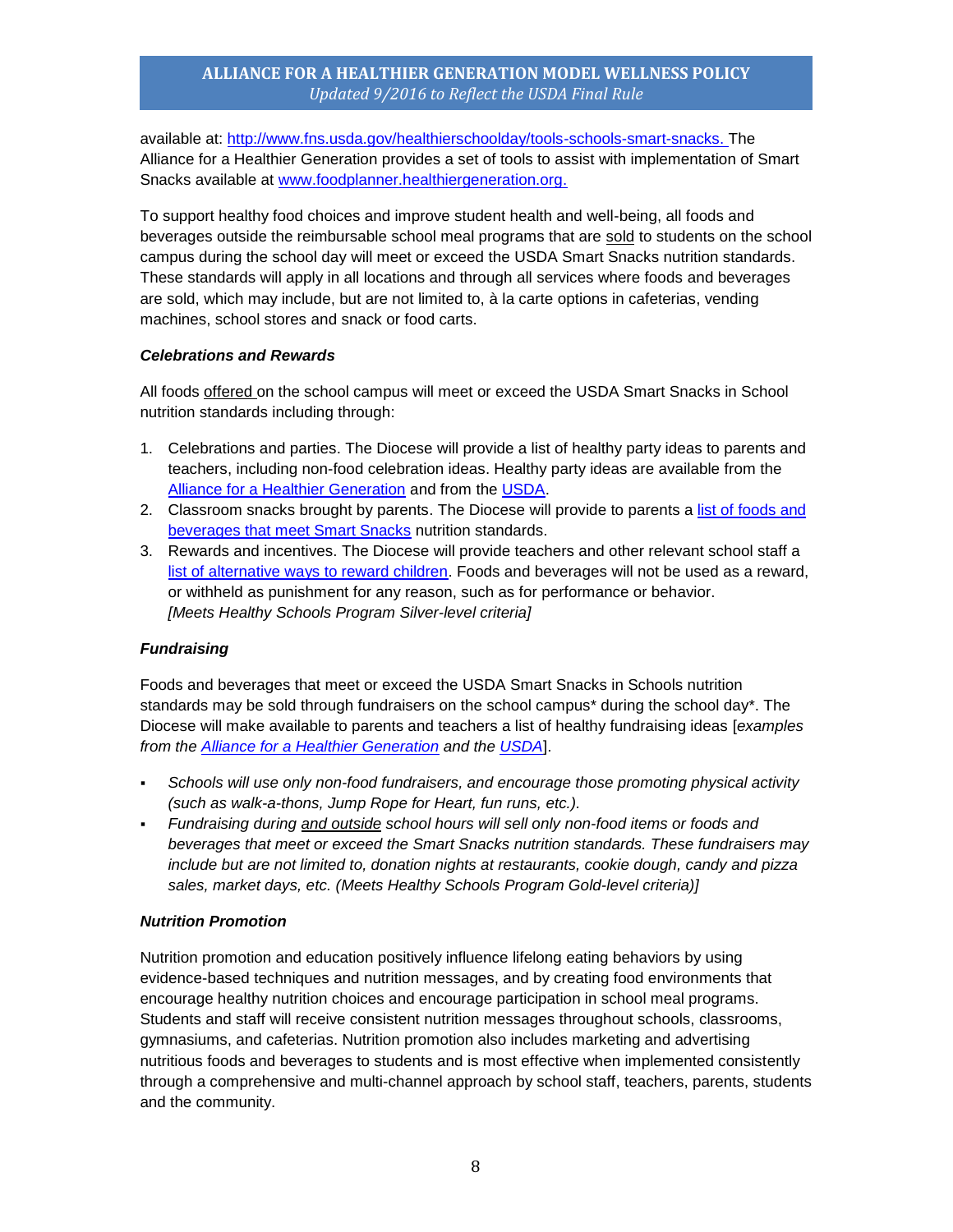available at: [http://www.fns.usda.gov/healthierschoolday/tools-schools-smart-snacks.](http://www.fns.usda.gov/healthierschoolday/tools-schools-smart-snacks) The Alliance for a Healthier Generation provides a set of tools to assist with implementation of Smart Snacks available at [www.foodplanner.healthiergeneration.org.](http://www.foodplanner.healthiergeneration.org)

To support healthy food choices and improve student health and well-being, all foods and beverages outside the reimbursable school meal programs that are <u>sold</u> to students on the school campus during the school day will meet or exceed the USDA Smart Snacks nutrition standards. These standards will apply in all locations and through all services where foods and beverages are sold, which may include, but are not limited to, à la carte options in cafeterias, vending machines, school stores and snack or food carts.

***Celebrations and Rewards***

All foods <u>offered</u> on the school campus will meet or exceed the USDA Smart Snacks in School nutrition standards including through:

1. Celebrations and parties. The Diocese will provide a list of healthy party ideas to parents and teachers, including non-food celebration ideas. Healthy party ideas are available from the Alliance for a Healthier Generation and from the USDA.
2. Classroom snacks brought by parents. The Diocese will provide to parents a list of foods and beverages that meet Smart Snacks nutrition standards.
3. Rewards and incentives. The Diocese will provide teachers and other relevant school staff a list of alternative ways to reward children. Foods and beverages will not be used as a reward, or withheld as punishment for any reason, such as for performance or behavior. *[Meets Healthy Schools Program Silver-level criteria]*

***Fundraising***

Foods and beverages that meet or exceed the USDA Smart Snacks in Schools nutrition standards may be sold through fundraisers on the school campus* during the school day*. The Diocese will make available to parents and teachers a list of healthy fundraising ideas [*examples from the Alliance for a Healthier Generation and the USDA*].

- *Schools will use only non-food fundraisers, and encourage those promoting physical activity (such as walk-a-thons, Jump Rope for Heart, fun runs, etc.).*
- *Fundraising during <u>and outside</u> school hours will sell only non-food items or foods and beverages that meet or exceed the Smart Snacks nutrition standards. These fundraisers may include but are not limited to, donation nights at restaurants, cookie dough, candy and pizza sales, market days, etc. (Meets Healthy Schools Program Gold-level criteria)]*

***Nutrition Promotion***

Nutrition promotion and education positively influence lifelong eating behaviors by using evidence-based techniques and nutrition messages, and by creating food environments that encourage healthy nutrition choices and encourage participation in school meal programs. Students and staff will receive consistent nutrition messages throughout schools, classrooms, gymnasiums, and cafeterias. Nutrition promotion also includes marketing and advertising nutritious foods and beverages to students and is most effective when implemented consistently through a comprehensive and multi-channel approach by school staff, teachers, parents, students and the community.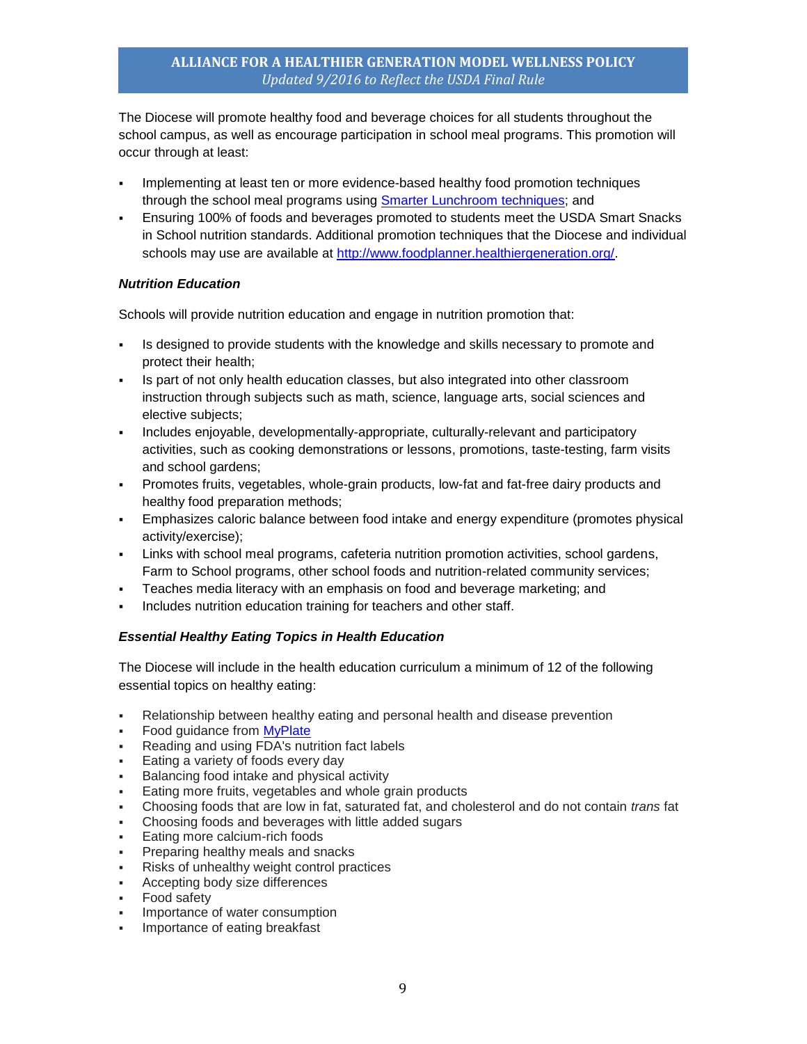The Diocese will promote healthy food and beverage choices for all students throughout the school campus, as well as encourage participation in school meal programs. This promotion will occur through at least:

- Implementing at least ten or more evidence-based healthy food promotion techniques through the school meal programs using [Smarter Lunchroom techniques](); and
- Ensuring 100% of foods and beverages promoted to students meet the USDA Smart Snacks in School nutrition standards. Additional promotion techniques that the Diocese and individual schools may use are available at [http://www.foodplanner.healthiergeneration.org/](http://www.foodplanner.healthiergeneration.org/).

### *Nutrition Education*

Schools will provide nutrition education and engage in nutrition promotion that:

- Is designed to provide students with the knowledge and skills necessary to promote and protect their health;
- Is part of not only health education classes, but also integrated into other classroom instruction through subjects such as math, science, language arts, social sciences and elective subjects;
- Includes enjoyable, developmentally-appropriate, culturally-relevant and participatory activities, such as cooking demonstrations or lessons, promotions, taste-testing, farm visits and school gardens;
- Promotes fruits, vegetables, whole-grain products, low-fat and fat-free dairy products and healthy food preparation methods;
- Emphasizes caloric balance between food intake and energy expenditure (promotes physical activity/exercise);
- Links with school meal programs, cafeteria nutrition promotion activities, school gardens, Farm to School programs, other school foods and nutrition-related community services;
- Teaches media literacy with an emphasis on food and beverage marketing; and
- Includes nutrition education training for teachers and other staff.

### *Essential Healthy Eating Topics in Health Education*

The Diocese will include in the health education curriculum a minimum of 12 of the following essential topics on healthy eating:

- Relationship between healthy eating and personal health and disease prevention
- Food guidance from [MyPlate]()
- Reading and using FDA's nutrition fact labels
- Eating a variety of foods every day
- Balancing food intake and physical activity
- Eating more fruits, vegetables and whole grain products
- Choosing foods that are low in fat, saturated fat, and cholesterol and do not contain *trans* fat
- Choosing foods and beverages with little added sugars
- Eating more calcium-rich foods
- Preparing healthy meals and snacks
- Risks of unhealthy weight control practices
- Accepting body size differences
- Food safety
- Importance of water consumption
- Importance of eating breakfast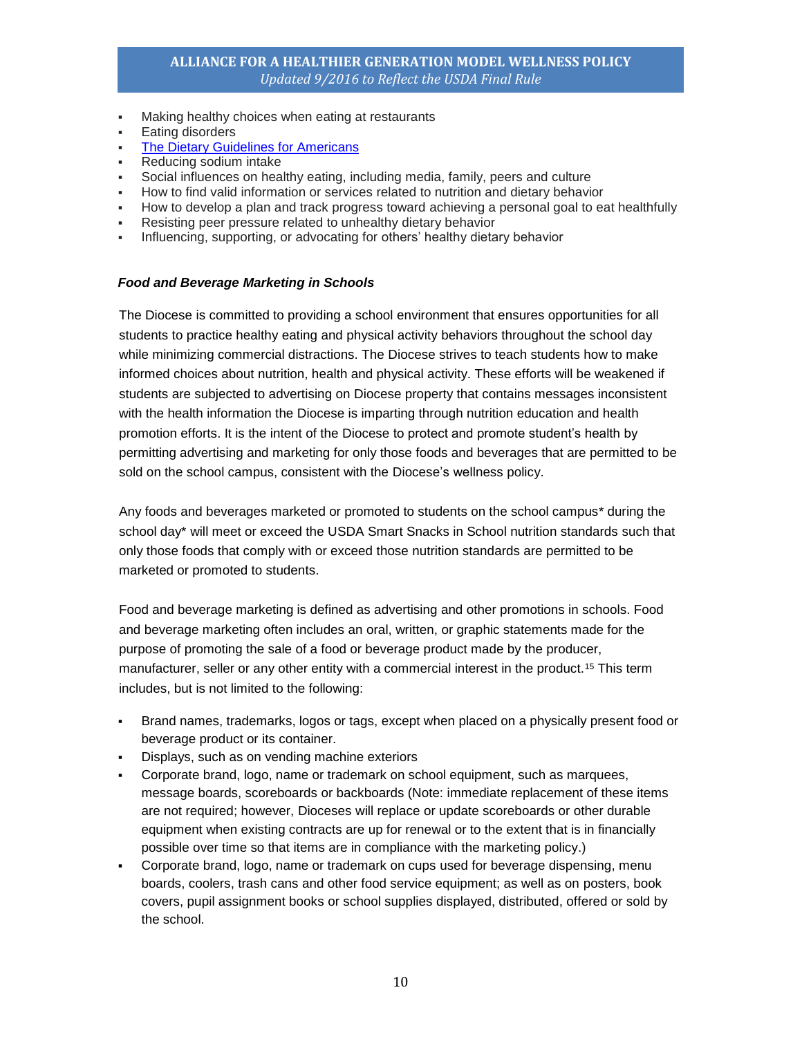- Making healthy choices when eating at restaurants
- Eating disorders
- [The Dietary Guidelines for Americans]
- Reducing sodium intake
- Social influences on healthy eating, including media, family, peers and culture
- How to find valid information or services related to nutrition and dietary behavior
- How to develop a plan and track progress toward achieving a personal goal to eat healthfully
- Resisting peer pressure related to unhealthy dietary behavior
- Influencing, supporting, or advocating for others' healthy dietary behavior

***Food and Beverage Marketing in Schools***

The Diocese is committed to providing a school environment that ensures opportunities for all students to practice healthy eating and physical activity behaviors throughout the school day while minimizing commercial distractions. The Diocese strives to teach students how to make informed choices about nutrition, health and physical activity. These efforts will be weakened if students are subjected to advertising on Diocese property that contains messages inconsistent with the health information the Diocese is imparting through nutrition education and health promotion efforts. It is the intent of the Diocese to protect and promote student's health by permitting advertising and marketing for only those foods and beverages that are permitted to be sold on the school campus, consistent with the Diocese's wellness policy.

Any foods and beverages marketed or promoted to students on the school campus* during the school day* will meet or exceed the USDA Smart Snacks in School nutrition standards such that only those foods that comply with or exceed those nutrition standards are permitted to be marketed or promoted to students.

Food and beverage marketing is defined as advertising and other promotions in schools. Food and beverage marketing often includes an oral, written, or graphic statements made for the purpose of promoting the sale of a food or beverage product made by the producer, manufacturer, seller or any other entity with a commercial interest in the product.[15] This term includes, but is not limited to the following:

- Brand names, trademarks, logos or tags, except when placed on a physically present food or beverage product or its container.
- Displays, such as on vending machine exteriors
- Corporate brand, logo, name or trademark on school equipment, such as marquees, message boards, scoreboards or backboards (Note: immediate replacement of these items are not required; however, Dioceses will replace or update scoreboards or other durable equipment when existing contracts are up for renewal or to the extent that is in financially possible over time so that items are in compliance with the marketing policy.)
- Corporate brand, logo, name or trademark on cups used for beverage dispensing, menu boards, coolers, trash cans and other food service equipment; as well as on posters, book covers, pupil assignment books or school supplies displayed, distributed, offered or sold by the school.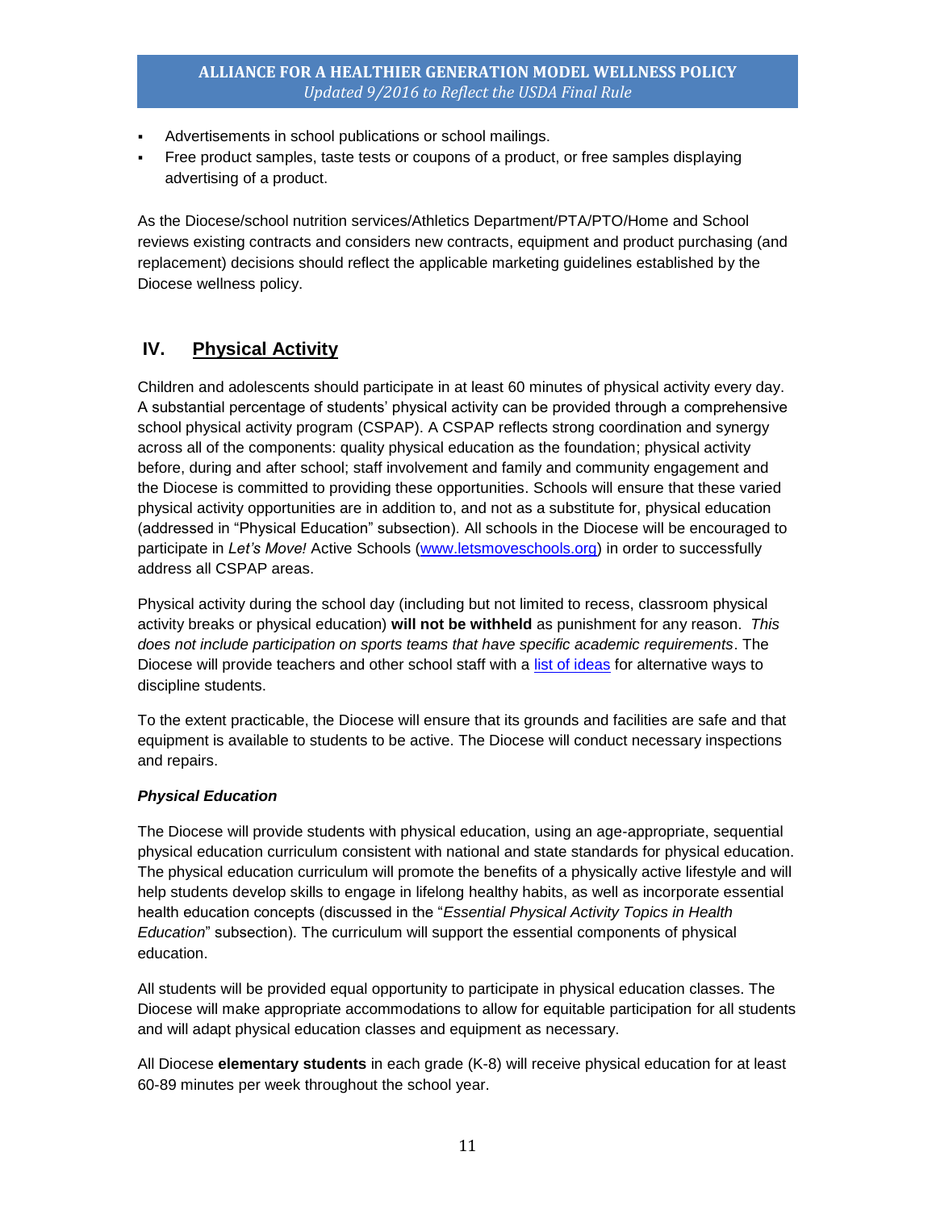- Advertisements in school publications or school mailings.
- Free product samples, taste tests or coupons of a product, or free samples displaying advertising of a product.

As the Diocese/school nutrition services/Athletics Department/PTA/PTO/Home and School reviews existing contracts and considers new contracts, equipment and product purchasing (and replacement) decisions should reflect the applicable marketing guidelines established by the Diocese wellness policy.

## IV. Physical Activity

Children and adolescents should participate in at least 60 minutes of physical activity every day. A substantial percentage of students' physical activity can be provided through a comprehensive school physical activity program (CSPAP). A CSPAP reflects strong coordination and synergy across all of the components: quality physical education as the foundation; physical activity before, during and after school; staff involvement and family and community engagement and the Diocese is committed to providing these opportunities. Schools will ensure that these varied physical activity opportunities are in addition to, and not as a substitute for, physical education (addressed in "Physical Education" subsection). All schools in the Diocese will be encouraged to participate in *Let's Move!* Active Schools (www.letsmoveschools.org) in order to successfully address all CSPAP areas.

Physical activity during the school day (including but not limited to recess, classroom physical activity breaks or physical education) **will not be withheld** as punishment for any reason. *This does not include participation on sports teams that have specific academic requirements*. The Diocese will provide teachers and other school staff with a list of ideas for alternative ways to discipline students.

To the extent practicable, the Diocese will ensure that its grounds and facilities are safe and that equipment is available to students to be active. The Diocese will conduct necessary inspections and repairs.

### *Physical Education*

The Diocese will provide students with physical education, using an age-appropriate, sequential physical education curriculum consistent with national and state standards for physical education. The physical education curriculum will promote the benefits of a physically active lifestyle and will help students develop skills to engage in lifelong healthy habits, as well as incorporate essential health education concepts (discussed in the "*Essential Physical Activity Topics in Health Education*" subsection). The curriculum will support the essential components of physical education.

All students will be provided equal opportunity to participate in physical education classes. The Diocese will make appropriate accommodations to allow for equitable participation for all students and will adapt physical education classes and equipment as necessary.

All Diocese **elementary students** in each grade (K-8) will receive physical education for at least 60-89 minutes per week throughout the school year.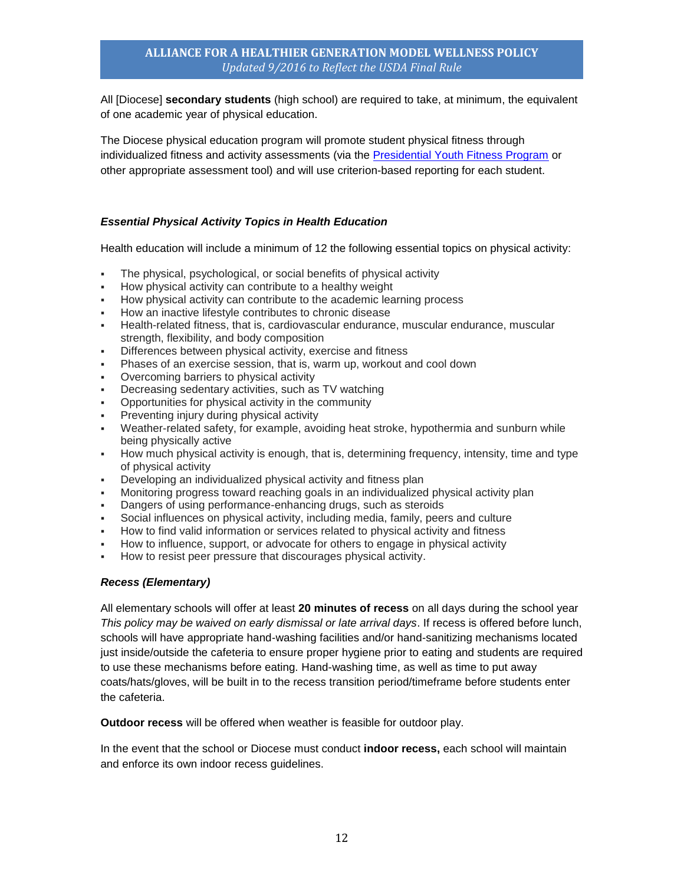All [Diocese] **secondary students** (high school) are required to take, at minimum, the equivalent of one academic year of physical education.

The Diocese physical education program will promote student physical fitness through individualized fitness and activity assessments (via the [Presidential Youth Fitness Program]() or other appropriate assessment tool) and will use criterion-based reporting for each student.

***Essential Physical Activity Topics in Health Education***

Health education will include a minimum of 12 the following essential topics on physical activity:

- The physical, psychological, or social benefits of physical activity
- How physical activity can contribute to a healthy weight
- How physical activity can contribute to the academic learning process
- How an inactive lifestyle contributes to chronic disease
- Health-related fitness, that is, cardiovascular endurance, muscular endurance, muscular strength, flexibility, and body composition
- Differences between physical activity, exercise and fitness
- Phases of an exercise session, that is, warm up, workout and cool down
- Overcoming barriers to physical activity
- Decreasing sedentary activities, such as TV watching
- Opportunities for physical activity in the community
- Preventing injury during physical activity
- Weather-related safety, for example, avoiding heat stroke, hypothermia and sunburn while being physically active
- How much physical activity is enough, that is, determining frequency, intensity, time and type of physical activity
- Developing an individualized physical activity and fitness plan
- Monitoring progress toward reaching goals in an individualized physical activity plan
- Dangers of using performance-enhancing drugs, such as steroids
- Social influences on physical activity, including media, family, peers and culture
- How to find valid information or services related to physical activity and fitness
- How to influence, support, or advocate for others to engage in physical activity
- How to resist peer pressure that discourages physical activity.

***Recess (Elementary)***

All elementary schools will offer at least **20 minutes of recess** on all days during the school year *This policy may be waived on early dismissal or late arrival days*. If recess is offered before lunch, schools will have appropriate hand-washing facilities and/or hand-sanitizing mechanisms located just inside/outside the cafeteria to ensure proper hygiene prior to eating and students are required to use these mechanisms before eating. Hand-washing time, as well as time to put away coats/hats/gloves, will be built in to the recess transition period/timeframe before students enter the cafeteria.

**Outdoor recess** will be offered when weather is feasible for outdoor play.

In the event that the school or Diocese must conduct **indoor recess,** each school will maintain and enforce its own indoor recess guidelines.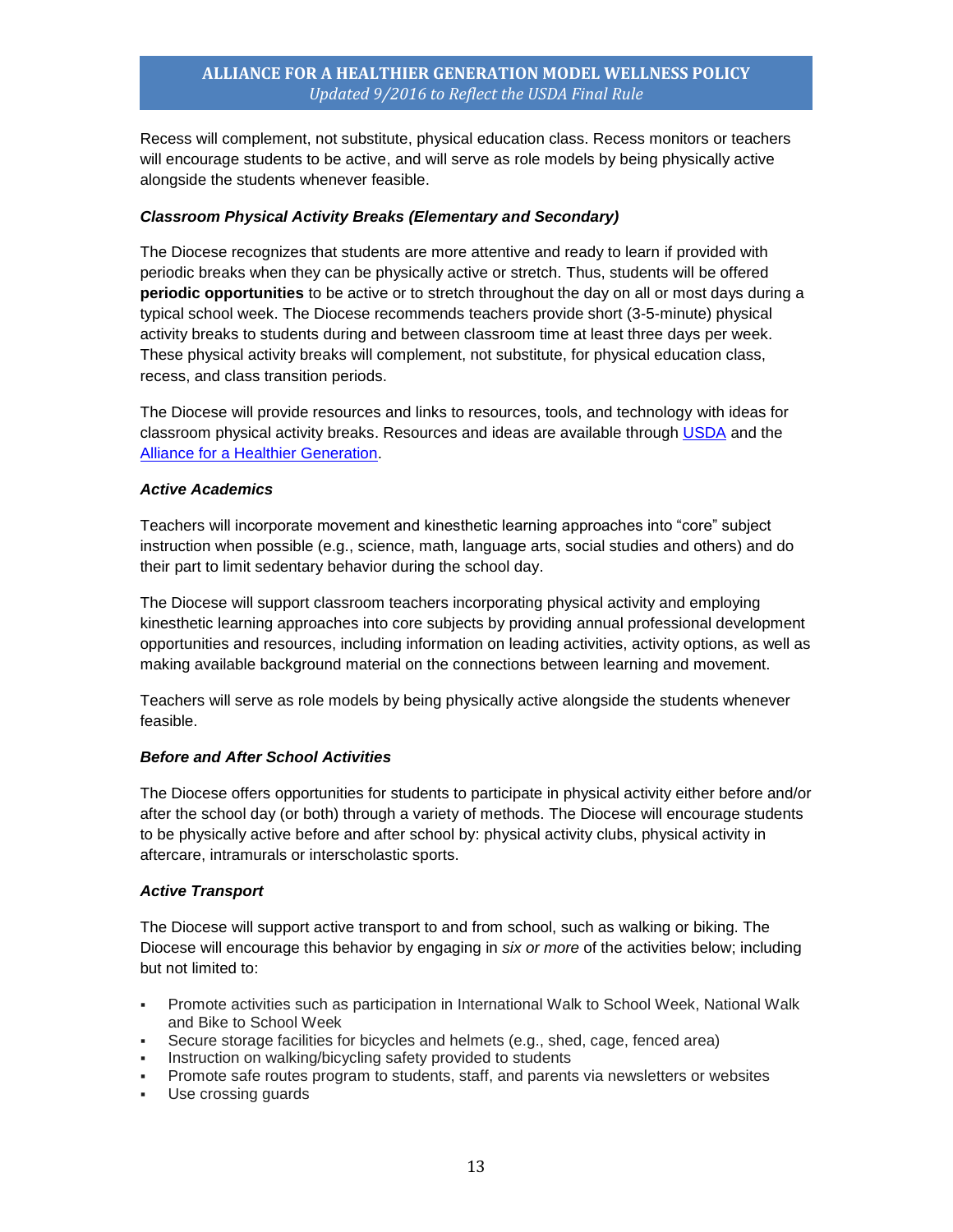Recess will complement, not substitute, physical education class. Recess monitors or teachers will encourage students to be active, and will serve as role models by being physically active alongside the students whenever feasible.

***Classroom Physical Activity Breaks (Elementary and Secondary)***

The Diocese recognizes that students are more attentive and ready to learn if provided with periodic breaks when they can be physically active or stretch. Thus, students will be offered **periodic opportunities** to be active or to stretch throughout the day on all or most days during a typical school week. The Diocese recommends teachers provide short (3-5-minute) physical activity breaks to students during and between classroom time at least three days per week. These physical activity breaks will complement, not substitute, for physical education class, recess, and class transition periods.

The Diocese will provide resources and links to resources, tools, and technology with ideas for classroom physical activity breaks. Resources and ideas are available through USDA and the Alliance for a Healthier Generation.

***Active Academics***

Teachers will incorporate movement and kinesthetic learning approaches into "core" subject instruction when possible (e.g., science, math, language arts, social studies and others) and do their part to limit sedentary behavior during the school day.

The Diocese will support classroom teachers incorporating physical activity and employing kinesthetic learning approaches into core subjects by providing annual professional development opportunities and resources, including information on leading activities, activity options, as well as making available background material on the connections between learning and movement.

Teachers will serve as role models by being physically active alongside the students whenever feasible.

***Before and After School Activities***

The Diocese offers opportunities for students to participate in physical activity either before and/or after the school day (or both) through a variety of methods. The Diocese will encourage students to be physically active before and after school by: physical activity clubs, physical activity in aftercare, intramurals or interscholastic sports.

***Active Transport***

The Diocese will support active transport to and from school, such as walking or biking. The Diocese will encourage this behavior by engaging in *six or more* of the activities below; including but not limited to:

- Promote activities such as participation in International Walk to School Week, National Walk and Bike to School Week
- Secure storage facilities for bicycles and helmets (e.g., shed, cage, fenced area)
- Instruction on walking/bicycling safety provided to students
- Promote safe routes program to students, staff, and parents via newsletters or websites
- Use crossing guards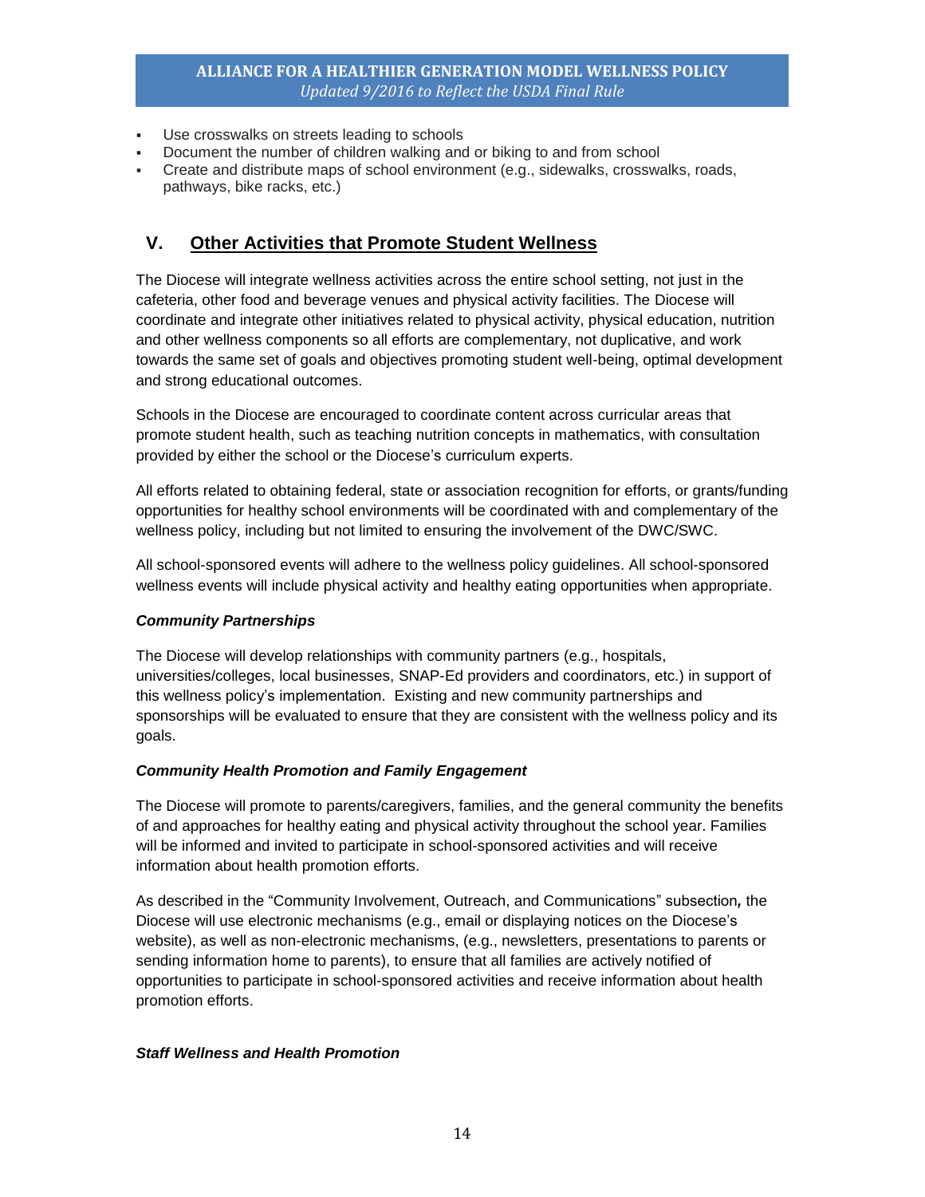- Use crosswalks on streets leading to schools
- Document the number of children walking and or biking to and from school
- Create and distribute maps of school environment (e.g., sidewalks, crosswalks, roads, pathways, bike racks, etc.)

## V. Other Activities that Promote Student Wellness

The Diocese will integrate wellness activities across the entire school setting, not just in the cafeteria, other food and beverage venues and physical activity facilities. The Diocese will coordinate and integrate other initiatives related to physical activity, physical education, nutrition and other wellness components so all efforts are complementary, not duplicative, and work towards the same set of goals and objectives promoting student well-being, optimal development and strong educational outcomes.

Schools in the Diocese are encouraged to coordinate content across curricular areas that promote student health, such as teaching nutrition concepts in mathematics, with consultation provided by either the school or the Diocese's curriculum experts.

All efforts related to obtaining federal, state or association recognition for efforts, or grants/funding opportunities for healthy school environments will be coordinated with and complementary of the wellness policy, including but not limited to ensuring the involvement of the DWC/SWC.

All school-sponsored events will adhere to the wellness policy guidelines. All school-sponsored wellness events will include physical activity and healthy eating opportunities when appropriate.

### *Community Partnerships*

The Diocese will develop relationships with community partners (e.g., hospitals, universities/colleges, local businesses, SNAP-Ed providers and coordinators, etc.) in support of this wellness policy's implementation. Existing and new community partnerships and sponsorships will be evaluated to ensure that they are consistent with the wellness policy and its goals.

### *Community Health Promotion and Family Engagement*

The Diocese will promote to parents/caregivers, families, and the general community the benefits of and approaches for healthy eating and physical activity throughout the school year. Families will be informed and invited to participate in school-sponsored activities and will receive information about health promotion efforts.

As described in the "Community Involvement, Outreach, and Communications" subsection, the Diocese will use electronic mechanisms (e.g., email or displaying notices on the Diocese's website), as well as non-electronic mechanisms, (e.g., newsletters, presentations to parents or sending information home to parents), to ensure that all families are actively notified of opportunities to participate in school-sponsored activities and receive information about health promotion efforts.

### *Staff Wellness and Health Promotion*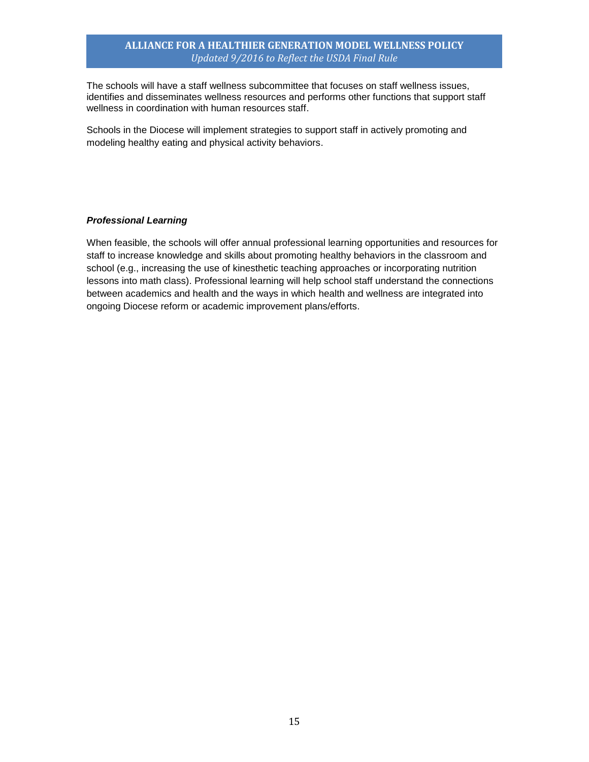The schools will have a staff wellness subcommittee that focuses on staff wellness issues, identifies and disseminates wellness resources and performs other functions that support staff wellness in coordination with human resources staff.

Schools in the Diocese will implement strategies to support staff in actively promoting and modeling healthy eating and physical activity behaviors.

***Professional Learning***

When feasible, the schools will offer annual professional learning opportunities and resources for staff to increase knowledge and skills about promoting healthy behaviors in the classroom and school (e.g., increasing the use of kinesthetic teaching approaches or incorporating nutrition lessons into math class). Professional learning will help school staff understand the connections between academics and health and the ways in which health and wellness are integrated into ongoing Diocese reform or academic improvement plans/efforts.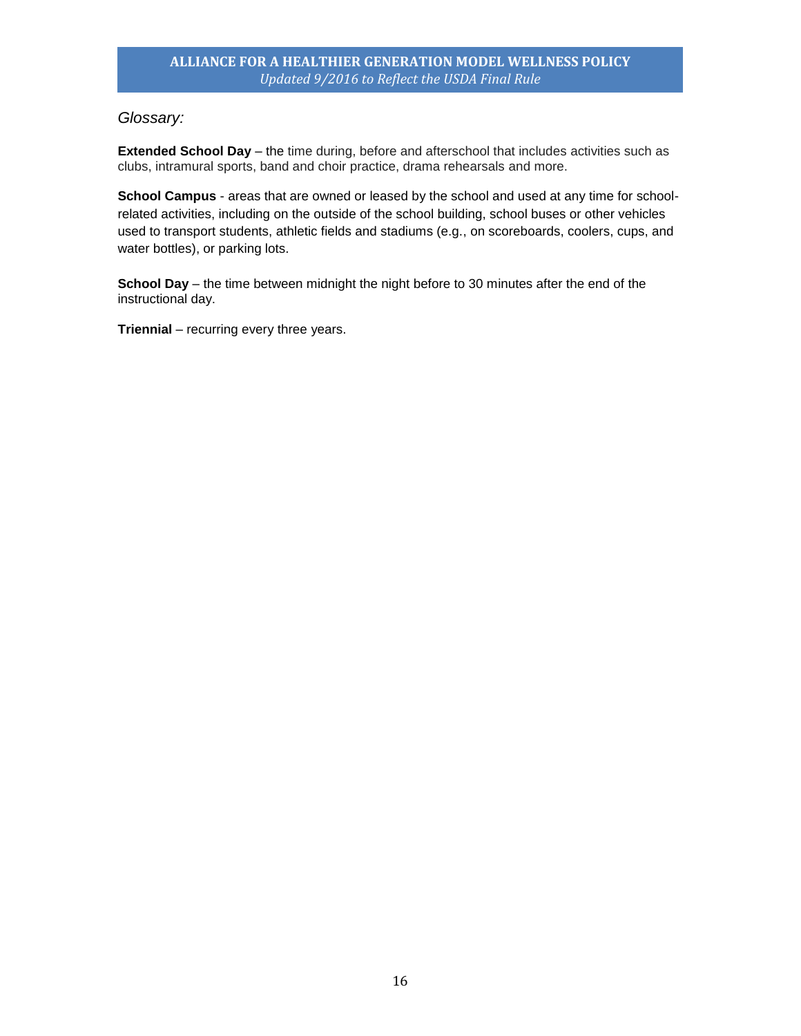*Glossary:*

**Extended School Day** – the time during, before and afterschool that includes activities such as clubs, intramural sports, band and choir practice, drama rehearsals and more.

**School Campus** - areas that are owned or leased by the school and used at any time for school-related activities, including on the outside of the school building, school buses or other vehicles used to transport students, athletic fields and stadiums (e.g., on scoreboards, coolers, cups, and water bottles), or parking lots.

**School Day** – the time between midnight the night before to 30 minutes after the end of the instructional day.

**Triennial** – recurring every three years.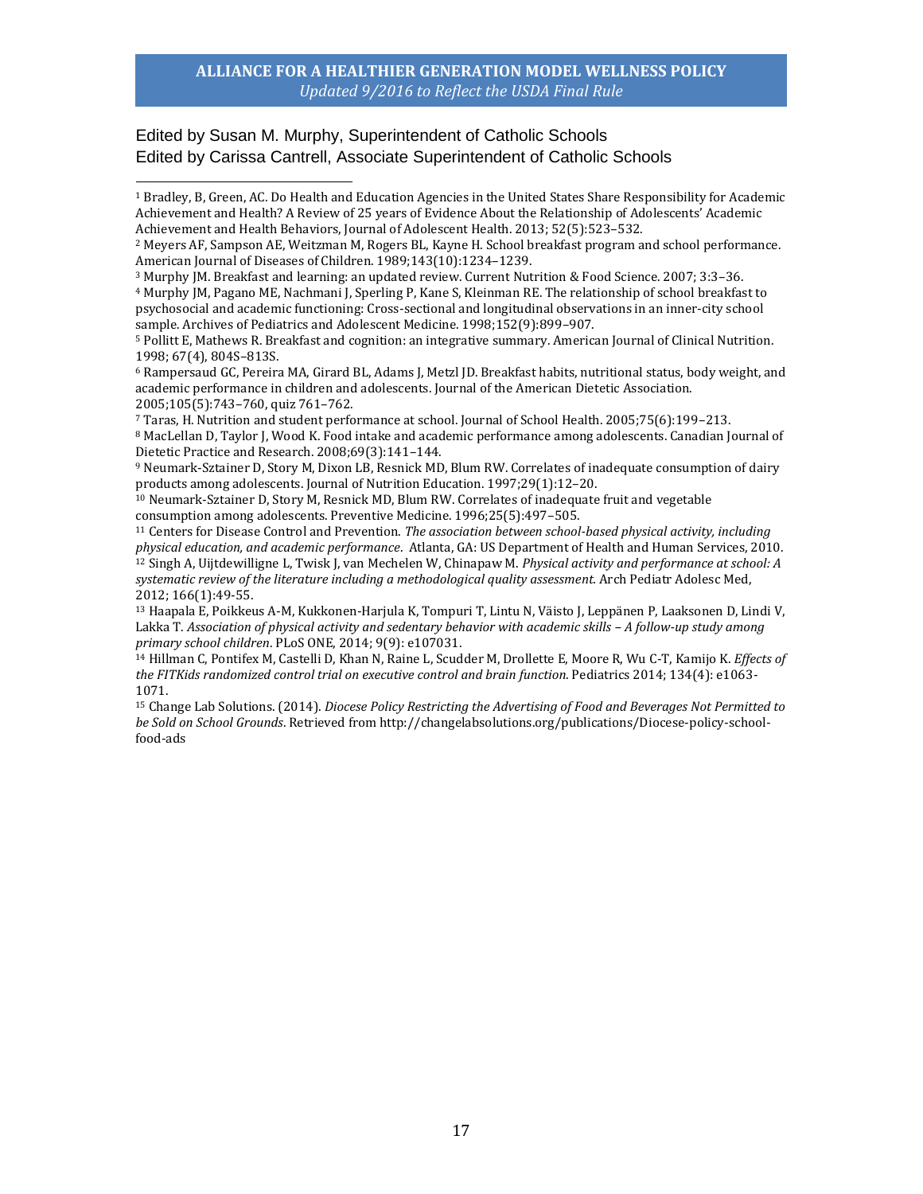Edited by Susan M. Murphy, Superintendent of Catholic Schools
Edited by Carissa Cantrell, Associate Superintendent of Catholic Schools

---

[1] Bradley, B, Green, AC. Do Health and Education Agencies in the United States Share Responsibility for Academic Achievement and Health? A Review of 25 years of Evidence About the Relationship of Adolescents' Academic Achievement and Health Behaviors, Journal of Adolescent Health. 2013; 52(5):523–532.

[2] Meyers AF, Sampson AE, Weitzman M, Rogers BL, Kayne H. School breakfast program and school performance. American Journal of Diseases of Children. 1989;143(10):1234–1239.

[3] Murphy JM. Breakfast and learning: an updated review. Current Nutrition & Food Science. 2007; 3:3–36.

[4] Murphy JM, Pagano ME, Nachmani J, Sperling P, Kane S, Kleinman RE. The relationship of school breakfast to psychosocial and academic functioning: Cross-sectional and longitudinal observations in an inner-city school sample. Archives of Pediatrics and Adolescent Medicine. 1998;152(9):899–907.

[5] Pollitt E, Mathews R. Breakfast and cognition: an integrative summary. American Journal of Clinical Nutrition. 1998; 67(4), 804S–813S.

[6] Rampersaud GC, Pereira MA, Girard BL, Adams J, Metzl JD. Breakfast habits, nutritional status, body weight, and academic performance in children and adolescents. Journal of the American Dietetic Association. 2005;105(5):743–760, quiz 761–762.

[7] Taras, H. Nutrition and student performance at school. Journal of School Health. 2005;75(6):199–213.

[8] MacLellan D, Taylor J, Wood K. Food intake and academic performance among adolescents. Canadian Journal of Dietetic Practice and Research. 2008;69(3):141–144.

[9] Neumark-Sztainer D, Story M, Dixon LB, Resnick MD, Blum RW. Correlates of inadequate consumption of dairy products among adolescents. Journal of Nutrition Education. 1997;29(1):12–20.

[10] Neumark-Sztainer D, Story M, Resnick MD, Blum RW. Correlates of inadequate fruit and vegetable consumption among adolescents. Preventive Medicine. 1996;25(5):497–505.

[11] Centers for Disease Control and Prevention. *The association between school-based physical activity, including physical education, and academic performance*. Atlanta, GA: US Department of Health and Human Services, 2010.

[12] Singh A, Uijtdewilligne L, Twisk J, van Mechelen W, Chinapaw M. *Physical activity and performance at school: A systematic review of the literature including a methodological quality assessment.* Arch Pediatr Adolesc Med, 2012; 166(1):49-55.

[13] Haapala E, Poikkeus A-M, Kukkonen-Harjula K, Tompuri T, Lintu N, Väisto J, Leppänen P, Laaksonen D, Lindi V, Lakka T. *Association of physical activity and sedentary behavior with academic skills – A follow-up study among primary school children*. PLoS ONE, 2014; 9(9): e107031.

[14] Hillman C, Pontifex M, Castelli D, Khan N, Raine L, Scudder M, Drollette E, Moore R, Wu C-T, Kamijo K. *Effects of the FITKids randomized control trial on executive control and brain function*. Pediatrics 2014; 134(4): e1063-1071.

[15] Change Lab Solutions. (2014). *Diocese Policy Restricting the Advertising of Food and Beverages Not Permitted to be Sold on School Grounds*. Retrieved from http://changelabsolutions.org/publications/Diocese-policy-school-food-ads